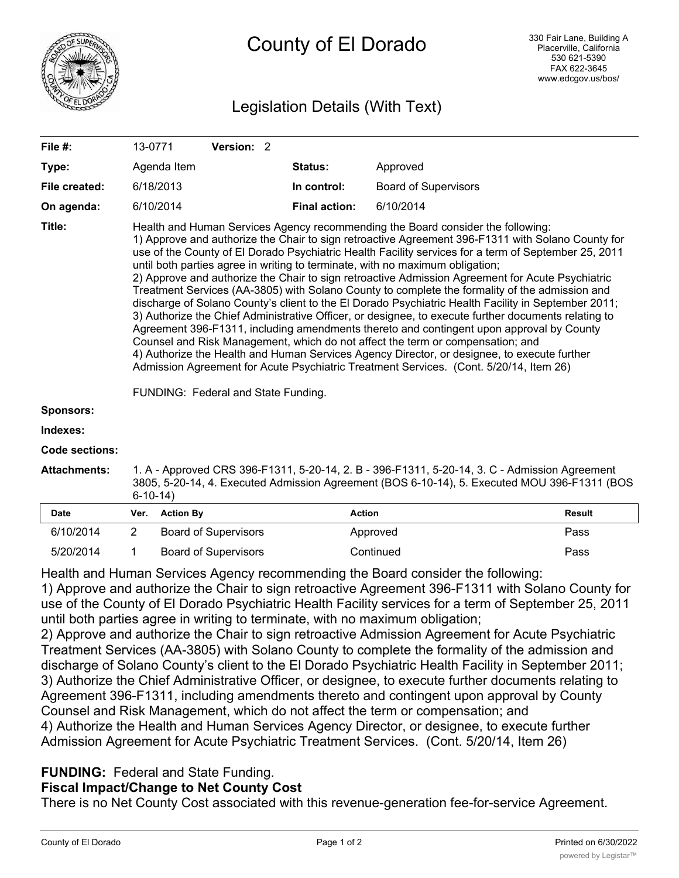# County of El Dorado

330 Fair Lane, Building A
Placerville, California
530 621-5390
FAX 622-3645
www.edcgov.us/bos/

## Legislation Details (With Text)

| | | | |
|---|---|---|---|
| **File #:** | 13-0771 **Version:** 2 | | |
| **Type:** | Agenda Item | **Status:** | Approved |
| **File created:** | 6/18/2013 | **In control:** | Board of Supervisors |
| **On agenda:** | 6/10/2014 | **Final action:** | 6/10/2014 |

**Title:** Health and Human Services Agency recommending the Board consider the following:
1) Approve and authorize the Chair to sign retroactive Agreement 396-F1311 with Solano County for use of the County of El Dorado Psychiatric Health Facility services for a term of September 25, 2011 until both parties agree in writing to terminate, with no maximum obligation;
2) Approve and authorize the Chair to sign retroactive Admission Agreement for Acute Psychiatric Treatment Services (AA-3805) with Solano County to complete the formality of the admission and discharge of Solano County's client to the El Dorado Psychiatric Health Facility in September 2011;
3) Authorize the Chief Administrative Officer, or designee, to execute further documents relating to Agreement 396-F1311, including amendments thereto and contingent upon approval by County Counsel and Risk Management, which do not affect the term or compensation; and
4) Authorize the Health and Human Services Agency Director, or designee, to execute further Admission Agreement for Acute Psychiatric Treatment Services. (Cont. 5/20/14, Item 26)

FUNDING: Federal and State Funding.

**Sponsors:**

**Indexes:**

**Code sections:**

**Attachments:** 1. A - Approved CRS 396-F1311, 5-20-14, 2. B - 396-F1311, 5-20-14, 3. C - Admission Agreement 3805, 5-20-14, 4. Executed Admission Agreement (BOS 6-10-14), 5. Executed MOU 396-F1311 (BOS 6-10-14)

| Date | Ver. | Action By | Action | Result |
|---|---|---|---|---|
| 6/10/2014 | 2 | Board of Supervisors | Approved | Pass |
| 5/20/2014 | 1 | Board of Supervisors | Continued | Pass |

Health and Human Services Agency recommending the Board consider the following:
1) Approve and authorize the Chair to sign retroactive Agreement 396-F1311 with Solano County for use of the County of El Dorado Psychiatric Health Facility services for a term of September 25, 2011 until both parties agree in writing to terminate, with no maximum obligation;
2) Approve and authorize the Chair to sign retroactive Admission Agreement for Acute Psychiatric Treatment Services (AA-3805) with Solano County to complete the formality of the admission and discharge of Solano County's client to the El Dorado Psychiatric Health Facility in September 2011;
3) Authorize the Chief Administrative Officer, or designee, to execute further documents relating to Agreement 396-F1311, including amendments thereto and contingent upon approval by County Counsel and Risk Management, which do not affect the term or compensation; and
4) Authorize the Health and Human Services Agency Director, or designee, to execute further Admission Agreement for Acute Psychiatric Treatment Services. (Cont. 5/20/14, Item 26)

**FUNDING:** Federal and State Funding.

**Fiscal Impact/Change to Net County Cost**

There is no Net County Cost associated with this revenue-generation fee-for-service Agreement.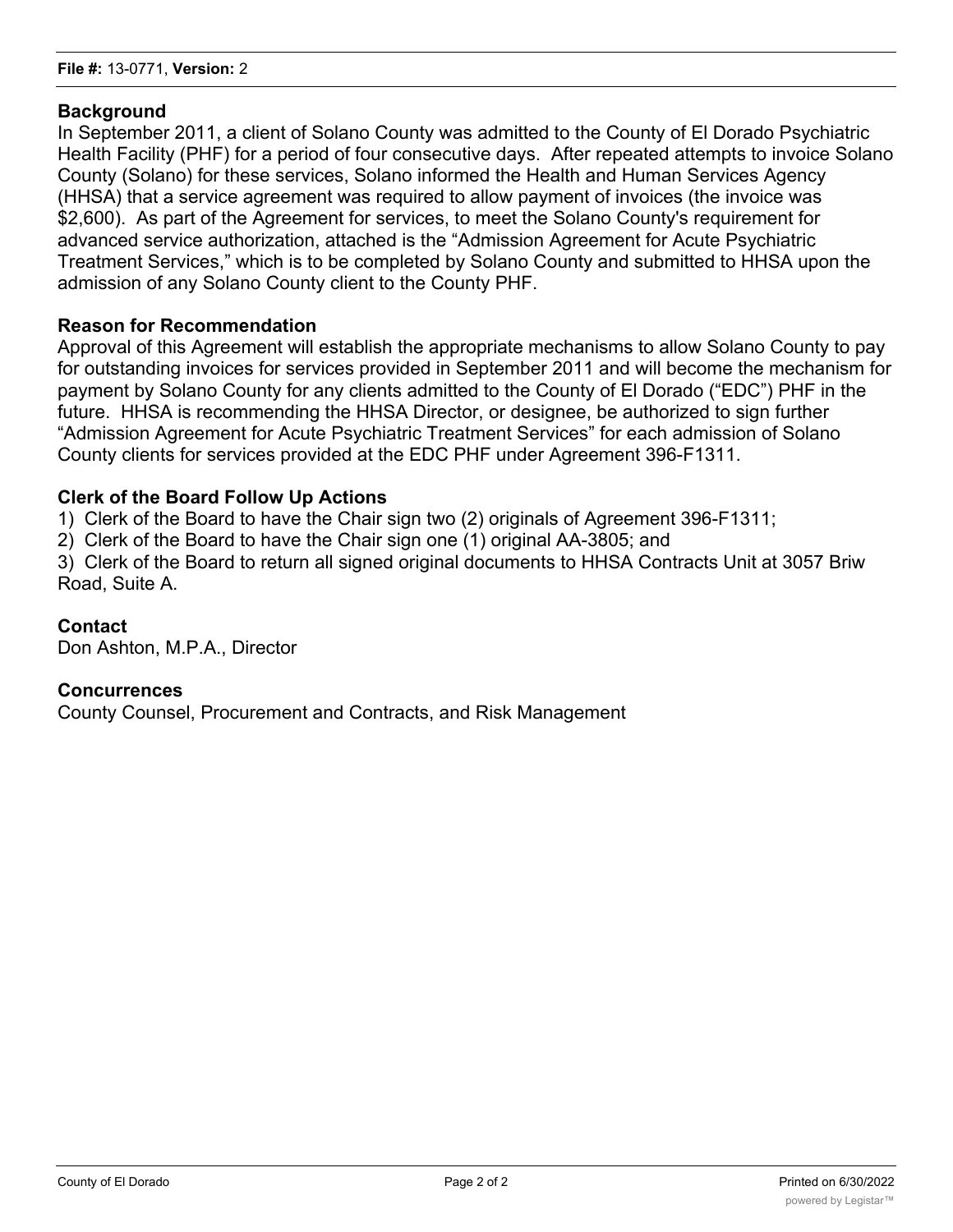## Background

In September 2011, a client of Solano County was admitted to the County of El Dorado Psychiatric Health Facility (PHF) for a period of four consecutive days. After repeated attempts to invoice Solano County (Solano) for these services, Solano informed the Health and Human Services Agency (HHSA) that a service agreement was required to allow payment of invoices (the invoice was $2,600). As part of the Agreement for services, to meet the Solano County's requirement for advanced service authorization, attached is the "Admission Agreement for Acute Psychiatric Treatment Services," which is to be completed by Solano County and submitted to HHSA upon the admission of any Solano County client to the County PHF.

## Reason for Recommendation

Approval of this Agreement will establish the appropriate mechanisms to allow Solano County to pay for outstanding invoices for services provided in September 2011 and will become the mechanism for payment by Solano County for any clients admitted to the County of El Dorado ("EDC") PHF in the future. HHSA is recommending the HHSA Director, or designee, be authorized to sign further "Admission Agreement for Acute Psychiatric Treatment Services" for each admission of Solano County clients for services provided at the EDC PHF under Agreement 396-F1311.

## Clerk of the Board Follow Up Actions

1) Clerk of the Board to have the Chair sign two (2) originals of Agreement 396-F1311;
2) Clerk of the Board to have the Chair sign one (1) original AA-3805; and
3) Clerk of the Board to return all signed original documents to HHSA Contracts Unit at 3057 Briw Road, Suite A.

## Contact

Don Ashton, M.P.A., Director

## Concurrences

County Counsel, Procurement and Contracts, and Risk Management